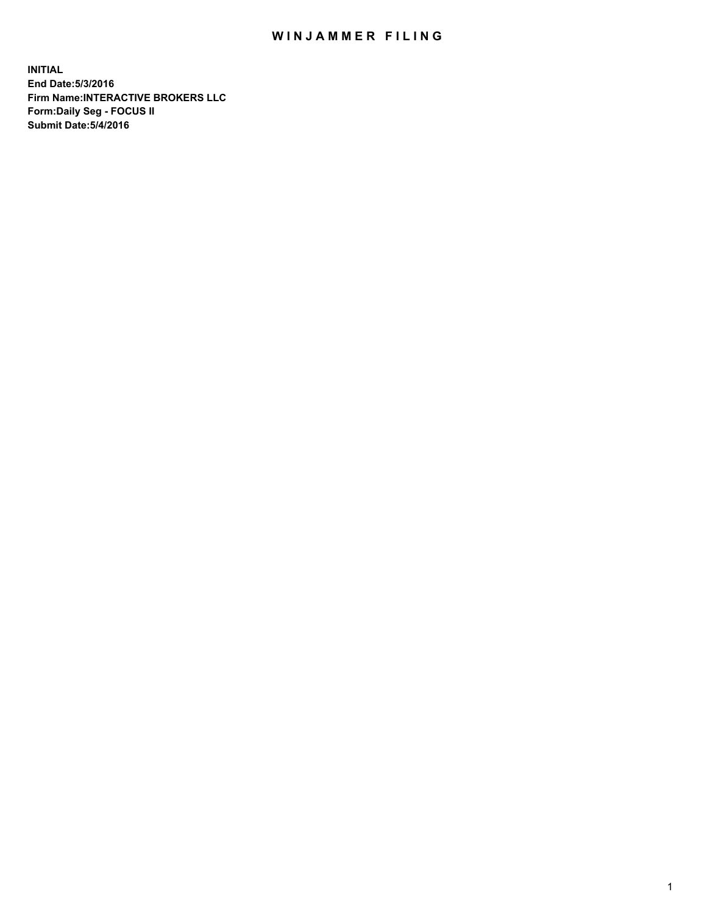# WINJAMMER FILING

**INITIAL**
**End Date:5/3/2016**
**Firm Name:INTERACTIVE BROKERS LLC**
**Form:Daily Seg - FOCUS II**
**Submit Date:5/4/2016**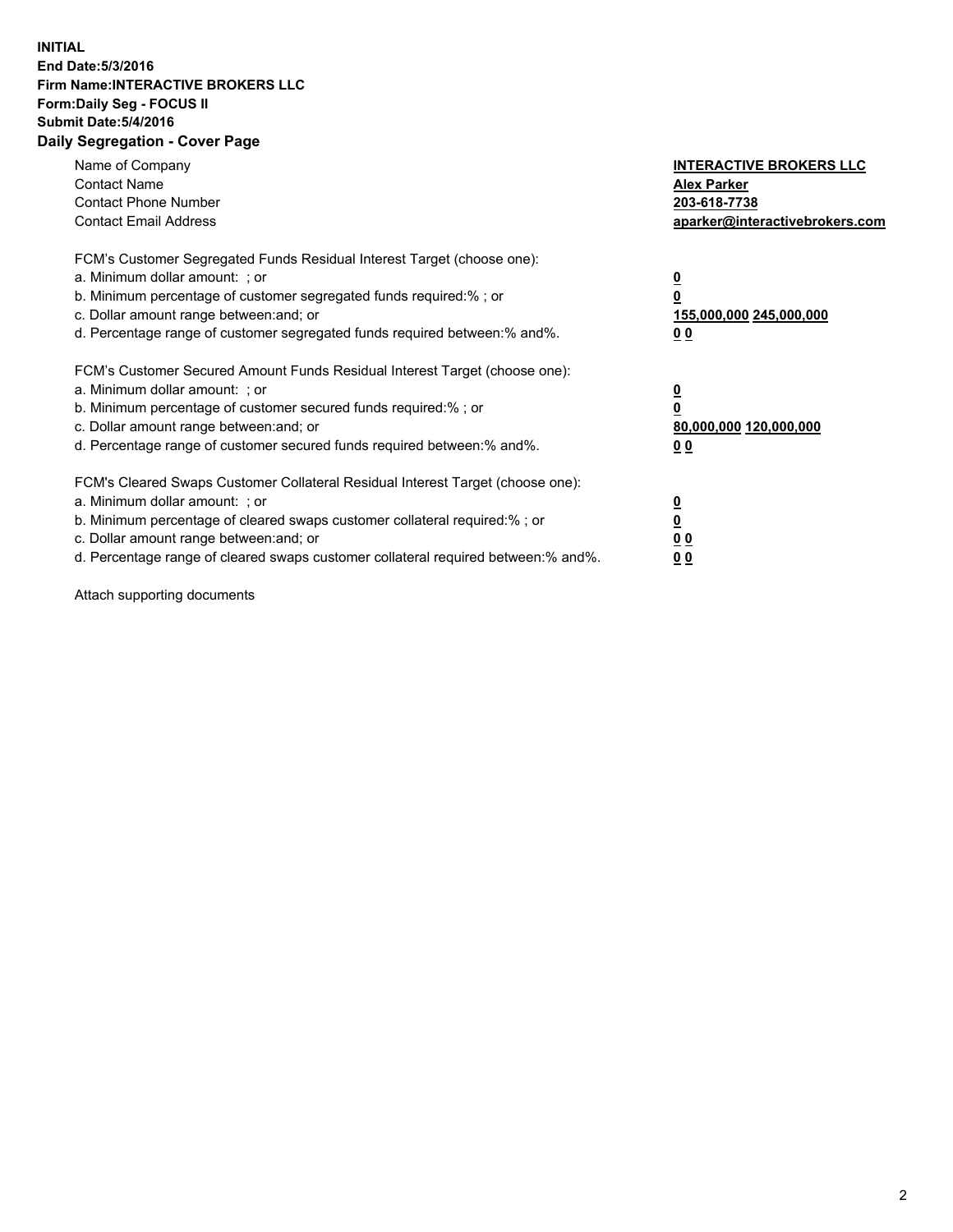**INITIAL**
**End Date:5/3/2016**
**Firm Name:INTERACTIVE BROKERS LLC**
**Form:Daily Seg - FOCUS II**
**Submit Date:5/4/2016**
**Daily Segregation - Cover Page**

| | |
|---|---|
| Name of Company | **INTERACTIVE BROKERS LLC** |
| Contact Name | **Alex Parker** |
| Contact Phone Number | **203-618-7738** |
| Contact Email Address | **aparker@interactivebrokers.com** |

FCM's Customer Segregated Funds Residual Interest Target (choose one):

| | |
|---|---|
| a. Minimum dollar amount: ; or | **0** |
| b. Minimum percentage of customer segregated funds required:% ; or | **0** |
| c. Dollar amount range between:and; or | **155,000,000 245,000,000** |
| d. Percentage range of customer segregated funds required between:% and%. | **0 0** |

FCM's Customer Secured Amount Funds Residual Interest Target (choose one):

| | |
|---|---|
| a. Minimum dollar amount: ; or | **0** |
| b. Minimum percentage of customer secured funds required:% ; or | **0** |
| c. Dollar amount range between:and; or | **80,000,000 120,000,000** |
| d. Percentage range of customer secured funds required between:% and%. | **0 0** |

FCM's Cleared Swaps Customer Collateral Residual Interest Target (choose one):

| | |
|---|---|
| a. Minimum dollar amount: ; or | **0** |
| b. Minimum percentage of cleared swaps customer collateral required:% ; or | **0** |
| c. Dollar amount range between:and; or | **0 0** |
| d. Percentage range of cleared swaps customer collateral required between:% and%. | **0 0** |

Attach supporting documents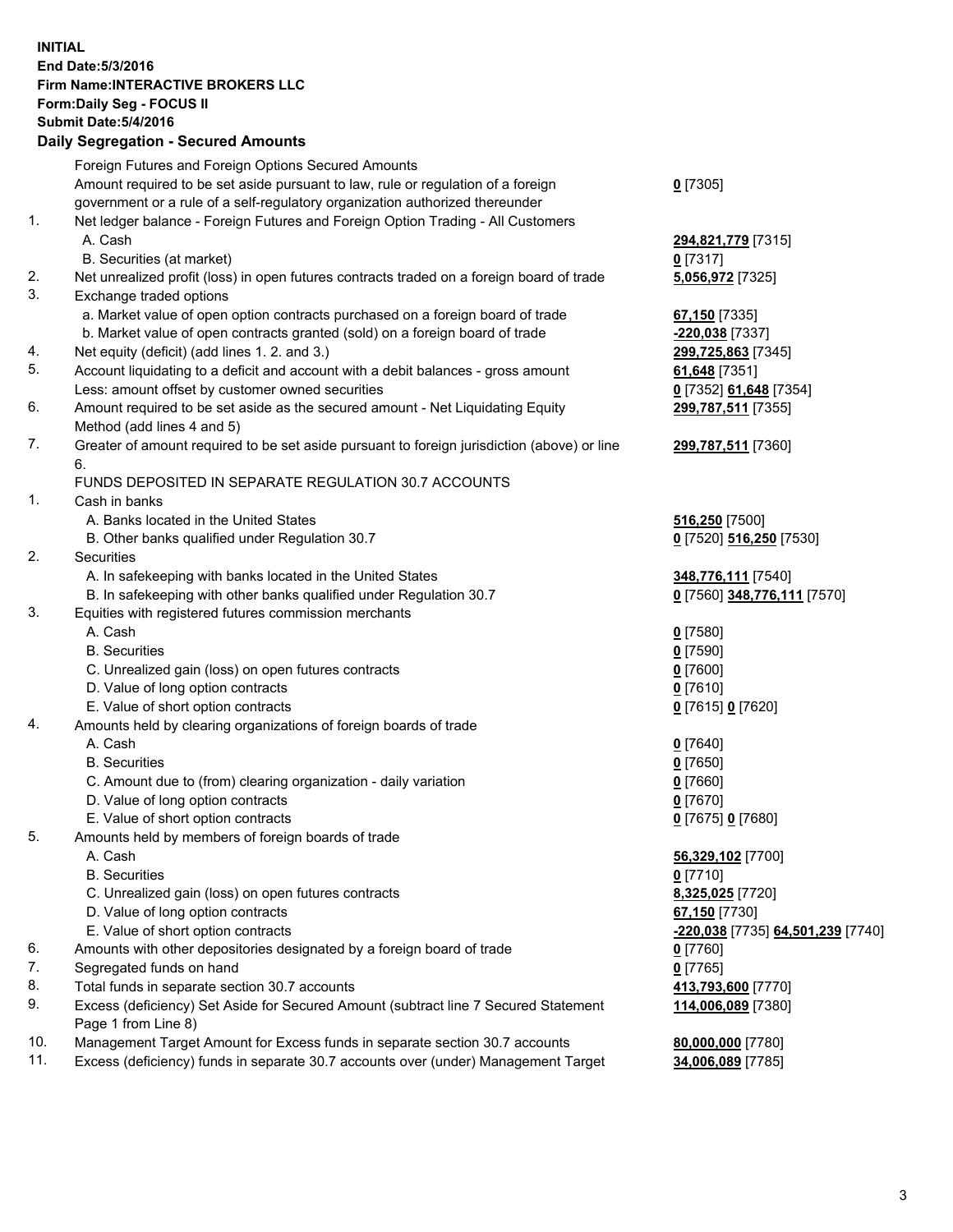**INITIAL**
**End Date:5/3/2016**
**Firm Name:INTERACTIVE BROKERS LLC**
**Form:Daily Seg - FOCUS II**
**Submit Date:5/4/2016**
**Daily Segregation - Secured Amounts**

| | | |
|---|---|---|
| | Foreign Futures and Foreign Options Secured Amounts | |
| | Amount required to be set aside pursuant to law, rule or regulation of a foreign government or a rule of a self-regulatory organization authorized thereunder | **0** [7305] |
| 1. | Net ledger balance - Foreign Futures and Foreign Option Trading - All Customers | |
| | A. Cash | **294,821,779** [7315] |
| | B. Securities (at market) | **0** [7317] |
| 2. | Net unrealized profit (loss) in open futures contracts traded on a foreign board of trade | **5,056,972** [7325] |
| 3. | Exchange traded options | |
| | a. Market value of open option contracts purchased on a foreign board of trade | **67,150** [7335] |
| | b. Market value of open contracts granted (sold) on a foreign board of trade | **-220,038** [7337] |
| 4. | Net equity (deficit) (add lines 1. 2. and 3.) | **299,725,863** [7345] |
| 5. | Account liquidating to a deficit and account with a debit balances - gross amount | **61,648** [7351] |
| | Less: amount offset by customer owned securities | **0** [7352] **61,648** [7354] |
| 6. | Amount required to be set aside as the secured amount - Net Liquidating Equity Method (add lines 4 and 5) | **299,787,511** [7355] |
| 7. | Greater of amount required to be set aside pursuant to foreign jurisdiction (above) or line 6. | **299,787,511** [7360] |
| | FUNDS DEPOSITED IN SEPARATE REGULATION 30.7 ACCOUNTS | |
| 1. | Cash in banks | |
| | A. Banks located in the United States | **516,250** [7500] |
| | B. Other banks qualified under Regulation 30.7 | **0** [7520] **516,250** [7530] |
| 2. | Securities | |
| | A. In safekeeping with banks located in the United States | **348,776,111** [7540] |
| | B. In safekeeping with other banks qualified under Regulation 30.7 | **0** [7560] **348,776,111** [7570] |
| 3. | Equities with registered futures commission merchants | |
| | A. Cash | **0** [7580] |
| | B. Securities | **0** [7590] |
| | C. Unrealized gain (loss) on open futures contracts | **0** [7600] |
| | D. Value of long option contracts | **0** [7610] |
| | E. Value of short option contracts | **0** [7615] **0** [7620] |
| 4. | Amounts held by clearing organizations of foreign boards of trade | |
| | A. Cash | **0** [7640] |
| | B. Securities | **0** [7650] |
| | C. Amount due to (from) clearing organization - daily variation | **0** [7660] |
| | D. Value of long option contracts | **0** [7670] |
| | E. Value of short option contracts | **0** [7675] **0** [7680] |
| 5. | Amounts held by members of foreign boards of trade | |
| | A. Cash | **56,329,102** [7700] |
| | B. Securities | **0** [7710] |
| | C. Unrealized gain (loss) on open futures contracts | **8,325,025** [7720] |
| | D. Value of long option contracts | **67,150** [7730] |
| | E. Value of short option contracts | **-220,038** [7735] **64,501,239** [7740] |
| 6. | Amounts with other depositories designated by a foreign board of trade | **0** [7760] |
| 7. | Segregated funds on hand | **0** [7765] |
| 8. | Total funds in separate section 30.7 accounts | **413,793,600** [7770] |
| 9. | Excess (deficiency) Set Aside for Secured Amount (subtract line 7 Secured Statement Page 1 from Line 8) | **114,006,089** [7380] |
| 10. | Management Target Amount for Excess funds in separate section 30.7 accounts | **80,000,000** [7780] |
| 11. | Excess (deficiency) funds in separate 30.7 accounts over (under) Management Target | **34,006,089** [7785] |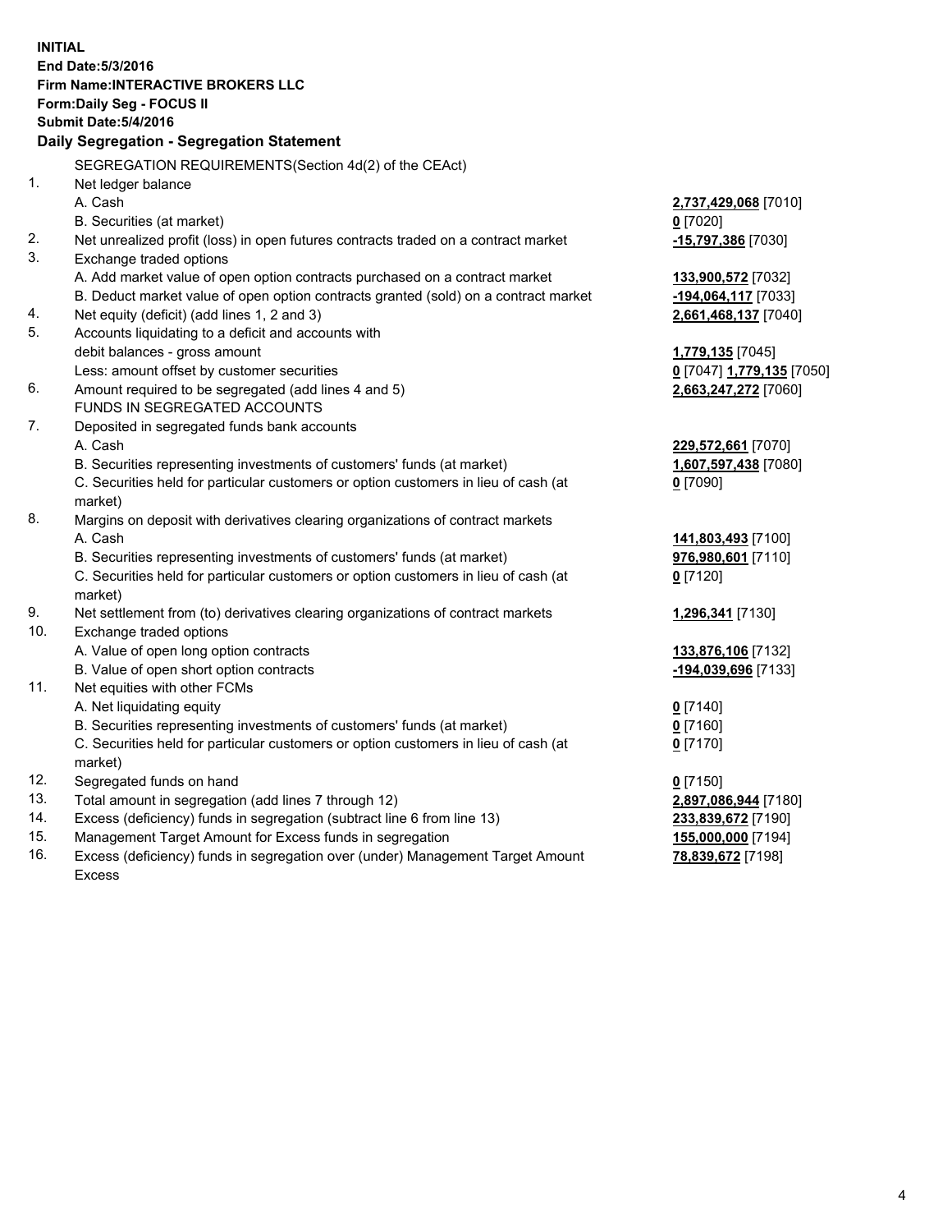**INITIAL**
**End Date:5/3/2016**
**Firm Name:INTERACTIVE BROKERS LLC**
**Form:Daily Seg - FOCUS II**
**Submit Date:5/4/2016**

**Daily Segregation - Segregation Statement**

SEGREGATION REQUIREMENTS(Section 4d(2) of the CEAct)

| | | |
|---|---|---|
| 1. | Net ledger balance | |
| | A. Cash | **2,737,429,068** [7010] |
| | B. Securities (at market) | **0** [7020] |
| 2. | Net unrealized profit (loss) in open futures contracts traded on a contract market | **-15,797,386** [7030] |
| 3. | Exchange traded options | |
| | A. Add market value of open option contracts purchased on a contract market | **133,900,572** [7032] |
| | B. Deduct market value of open option contracts granted (sold) on a contract market | **-194,064,117** [7033] |
| 4. | Net equity (deficit) (add lines 1, 2 and 3) | **2,661,468,137** [7040] |
| 5. | Accounts liquidating to a deficit and accounts with | |
| | debit balances - gross amount | **1,779,135** [7045] |
| | Less: amount offset by customer securities | **0** [7047] **1,779,135** [7050] |
| 6. | Amount required to be segregated (add lines 4 and 5) | **2,663,247,272** [7060] |
| | FUNDS IN SEGREGATED ACCOUNTS | |
| 7. | Deposited in segregated funds bank accounts | |
| | A. Cash | **229,572,661** [7070] |
| | B. Securities representing investments of customers' funds (at market) | **1,607,597,438** [7080] |
| | C. Securities held for particular customers or option customers in lieu of cash (at market) | **0** [7090] |
| 8. | Margins on deposit with derivatives clearing organizations of contract markets | |
| | A. Cash | **141,803,493** [7100] |
| | B. Securities representing investments of customers' funds (at market) | **976,980,601** [7110] |
| | C. Securities held for particular customers or option customers in lieu of cash (at market) | **0** [7120] |
| 9. | Net settlement from (to) derivatives clearing organizations of contract markets | **1,296,341** [7130] |
| 10. | Exchange traded options | |
| | A. Value of open long option contracts | **133,876,106** [7132] |
| | B. Value of open short option contracts | **-194,039,696** [7133] |
| 11. | Net equities with other FCMs | |
| | A. Net liquidating equity | **0** [7140] |
| | B. Securities representing investments of customers' funds (at market) | **0** [7160] |
| | C. Securities held for particular customers or option customers in lieu of cash (at market) | **0** [7170] |
| 12. | Segregated funds on hand | **0** [7150] |
| 13. | Total amount in segregation (add lines 7 through 12) | **2,897,086,944** [7180] |
| 14. | Excess (deficiency) funds in segregation (subtract line 6 from line 13) | **233,839,672** [7190] |
| 15. | Management Target Amount for Excess funds in segregation | **155,000,000** [7194] |
| 16. | Excess (deficiency) funds in segregation over (under) Management Target Amount Excess | **78,839,672** [7198] |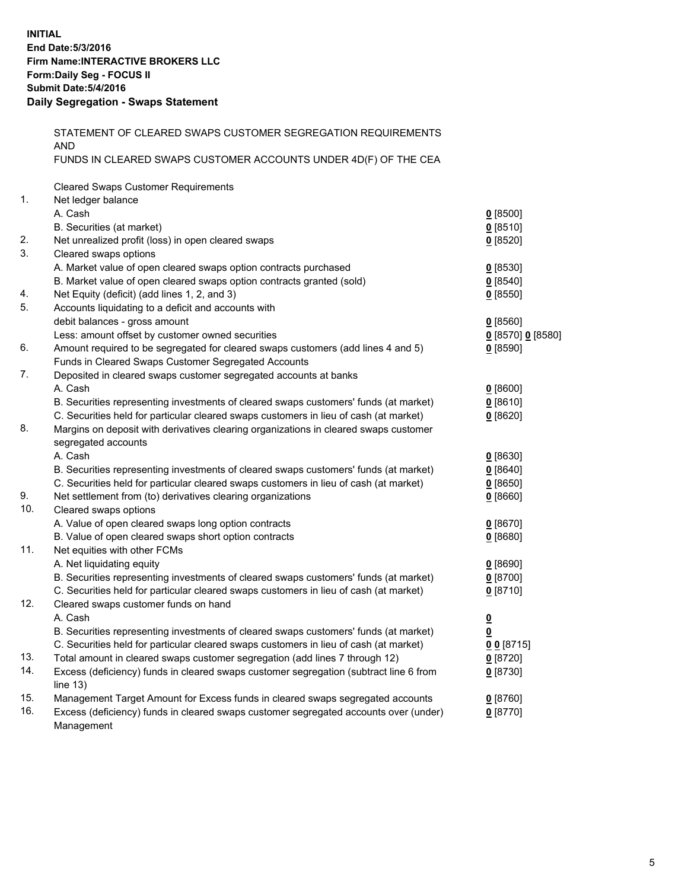**INITIAL**
**End Date:5/3/2016**
**Firm Name:INTERACTIVE BROKERS LLC**
**Form:Daily Seg - FOCUS II**
**Submit Date:5/4/2016**
**Daily Segregation - Swaps Statement**

STATEMENT OF CLEARED SWAPS CUSTOMER SEGREGATION REQUIREMENTS AND FUNDS IN CLEARED SWAPS CUSTOMER ACCOUNTS UNDER 4D(F) OF THE CEA

| | | |
|---|---|---|
| | Cleared Swaps Customer Requirements | |
| 1. | Net ledger balance | |
| | A. Cash | 0 [8500] |
| | B. Securities (at market) | 0 [8510] |
| 2. | Net unrealized profit (loss) in open cleared swaps | 0 [8520] |
| 3. | Cleared swaps options | |
| | A. Market value of open cleared swaps option contracts purchased | 0 [8530] |
| | B. Market value of open cleared swaps option contracts granted (sold) | 0 [8540] |
| 4. | Net Equity (deficit) (add lines 1, 2, and 3) | 0 [8550] |
| 5. | Accounts liquidating to a deficit and accounts with debit balances - gross amount | 0 [8560] |
| | Less: amount offset by customer owned securities | 0 [8570] 0 [8580] |
| 6. | Amount required to be segregated for cleared swaps customers (add lines 4 and 5) | 0 [8590] |
| | Funds in Cleared Swaps Customer Segregated Accounts | |
| 7. | Deposited in cleared swaps customer segregated accounts at banks | |
| | A. Cash | 0 [8600] |
| | B. Securities representing investments of cleared swaps customers' funds (at market) | 0 [8610] |
| | C. Securities held for particular cleared swaps customers in lieu of cash (at market) | 0 [8620] |
| 8. | Margins on deposit with derivatives clearing organizations in cleared swaps customer segregated accounts | |
| | A. Cash | 0 [8630] |
| | B. Securities representing investments of cleared swaps customers' funds (at market) | 0 [8640] |
| | C. Securities held for particular cleared swaps customers in lieu of cash (at market) | 0 [8650] |
| 9. | Net settlement from (to) derivatives clearing organizations | 0 [8660] |
| 10. | Cleared swaps options | |
| | A. Value of open cleared swaps long option contracts | 0 [8670] |
| | B. Value of open cleared swaps short option contracts | 0 [8680] |
| 11. | Net equities with other FCMs | |
| | A. Net liquidating equity | 0 [8690] |
| | B. Securities representing investments of cleared swaps customers' funds (at market) | 0 [8700] |
| | C. Securities held for particular cleared swaps customers in lieu of cash (at market) | 0 [8710] |
| 12. | Cleared swaps customer funds on hand | |
| | A. Cash | 0 |
| | B. Securities representing investments of cleared swaps customers' funds (at market) | 0 |
| | C. Securities held for particular cleared swaps customers in lieu of cash (at market) | 0 0 [8715] |
| 13. | Total amount in cleared swaps customer segregation (add lines 7 through 12) | 0 [8720] |
| 14. | Excess (deficiency) funds in cleared swaps customer segregation (subtract line 6 from line 13) | 0 [8730] |
| 15. | Management Target Amount for Excess funds in cleared swaps segregated accounts | 0 [8760] |
| 16. | Excess (deficiency) funds in cleared swaps customer segregated accounts over (under) Management | 0 [8770] |